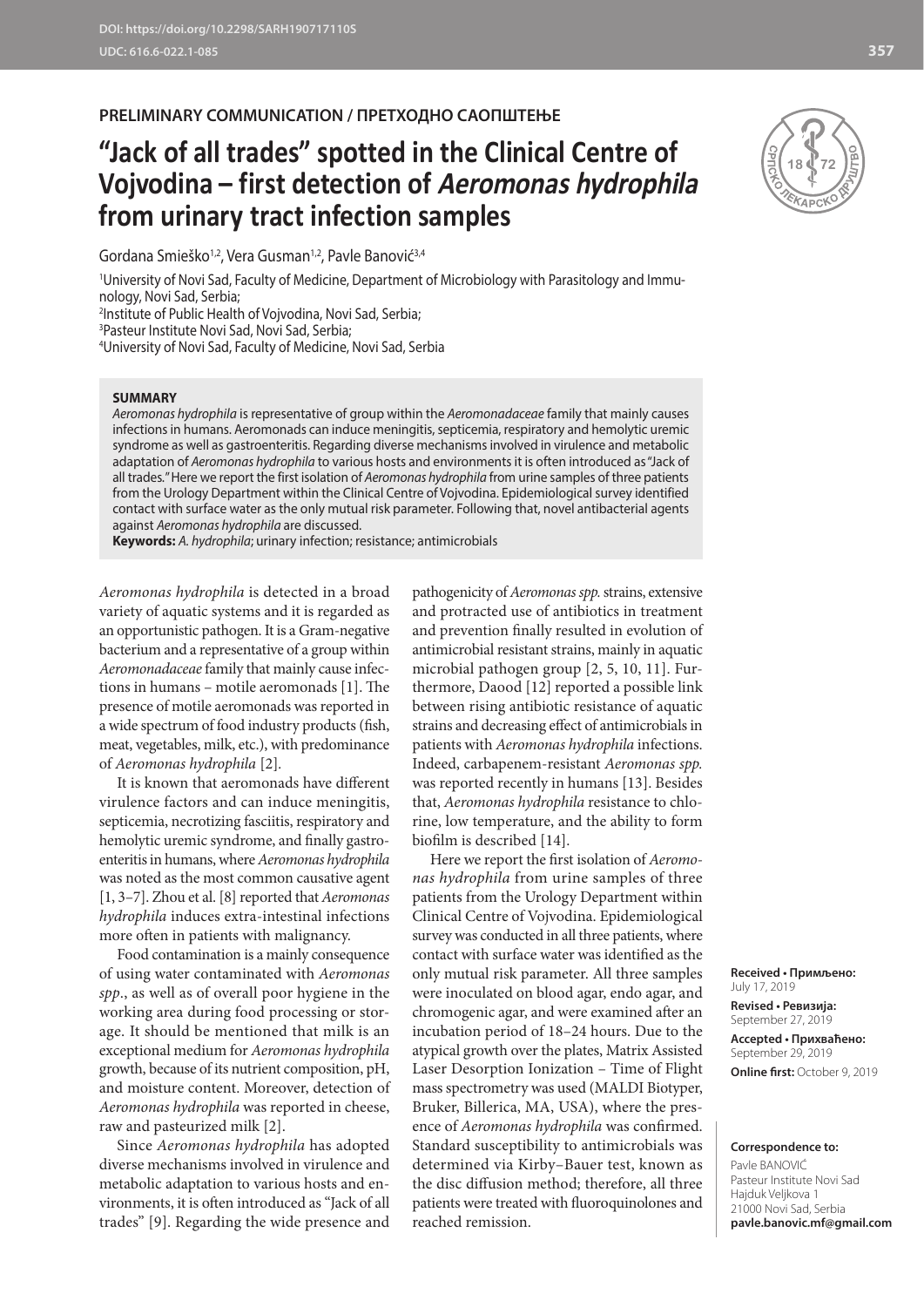DOI: https://doi.org/10.2298/SARH190717110S
UDC: 616.6-022.1-085

**PRELIMINARY COMMUNICATION / ПРЕТХОДНО САОПШТЕЊЕ**

# "Jack of all trades" spotted in the Clinical Centre of Vojvodina – first detection of *Aeromonas hydrophila* from urinary tract infection samples

Gordana Smieško[1,2], Vera Gusman[1,2], Pavle Banović[3,4]

[1]University of Novi Sad, Faculty of Medicine, Department of Microbiology with Parasitology and Immunology, Novi Sad, Serbia;
[2]Institute of Public Health of Vojvodina, Novi Sad, Serbia;
[3]Pasteur Institute Novi Sad, Novi Sad, Serbia;
[4]University of Novi Sad, Faculty of Medicine, Novi Sad, Serbia

**SUMMARY**

*Aeromonas hydrophila* is representative of group within the *Aeromonadaceae* family that mainly causes infections in humans. Aeromonads can induce meningitis, septicemia, respiratory and hemolytic uremic syndrome as well as gastroenteritis. Regarding diverse mechanisms involved in virulence and metabolic adaptation of *Aeromonas hydrophila* to various hosts and environments it is often introduced as "Jack of all trades." Here we report the first isolation of *Aeromonas hydrophila* from urine samples of three patients from the Urology Department within the Clinical Centre of Vojvodina. Epidemiological survey identified contact with surface water as the only mutual risk parameter. Following that, novel antibacterial agents against *Aeromonas hydrophila* are discussed.

**Keywords:** *A. hydrophila*; urinary infection; resistance; antimicrobials

*Aeromonas hydrophila* is detected in a broad variety of aquatic systems and it is regarded as an opportunistic pathogen. It is a Gram-negative bacterium and a representative of a group within *Aeromonadaceae* family that mainly cause infections in humans – motile aeromonads [1]. The presence of motile aeromonads was reported in a wide spectrum of food industry products (fish, meat, vegetables, milk, etc.), with predominance of *Aeromonas hydrophila* [2].

It is known that aeromonads have different virulence factors and can induce meningitis, septicemia, necrotizing fasciitis, respiratory and hemolytic uremic syndrome, and finally gastroenteritis in humans, where *Aeromonas hydrophila* was noted as the most common causative agent [1, 3–7]. Zhou et al. [8] reported that *Aeromonas hydrophila* induces extra-intestinal infections more often in patients with malignancy.

Food contamination is a mainly consequence of using water contaminated with *Aeromonas spp*., as well as of overall poor hygiene in the working area during food processing or storage. It should be mentioned that milk is an exceptional medium for *Aeromonas hydrophila* growth, because of its nutrient composition, pH, and moisture content. Moreover, detection of *Aeromonas hydrophila* was reported in cheese, raw and pasteurized milk [2].

Since *Aeromonas hydrophila* has adopted diverse mechanisms involved in virulence and metabolic adaptation to various hosts and environments, it is often introduced as "Jack of all trades" [9]. Regarding the wide presence and pathogenicity of *Aeromonas spp.* strains, extensive and protracted use of antibiotics in treatment and prevention finally resulted in evolution of antimicrobial resistant strains, mainly in aquatic microbial pathogen group [2, 5, 10, 11]. Furthermore, Daood [12] reported a possible link between rising antibiotic resistance of aquatic strains and decreasing effect of antimicrobials in patients with *Aeromonas hydrophila* infections. Indeed, carbapenem-resistant *Aeromonas spp.* was reported recently in humans [13]. Besides that, *Aeromonas hydrophila* resistance to chlorine, low temperature, and the ability to form biofilm is described [14].

Here we report the first isolation of *Aeromonas hydrophila* from urine samples of three patients from the Urology Department within Clinical Centre of Vojvodina. Epidemiological survey was conducted in all three patients, where contact with surface water was identified as the only mutual risk parameter. All three samples were inoculated on blood agar, endo agar, and chromogenic agar, and were examined after an incubation period of 18–24 hours. Due to the atypical growth over the plates, Matrix Assisted Laser Desorption Ionization – Time of Flight mass spectrometry was used (MALDI Biotyper, Bruker, Billerica, MA, USA), where the presence of *Aeromonas hydrophila* was confirmed. Standard susceptibility to antimicrobials was determined via Kirby–Bauer test, known as the disc diffusion method; therefore, all three patients were treated with fluoroquinolones and reached remission.

**Received • Примљено:** July 17, 2019
**Revised • Ревизија:** September 27, 2019
**Accepted • Прихваћено:** September 29, 2019
**Online first:** October 9, 2019

**Correspondence to:**
Pavle BANOVIĆ
Pasteur Institute Novi Sad
Hajduk Veljkova 1
21000 Novi Sad, Serbia
**pavle.banovic.mf@gmail.com**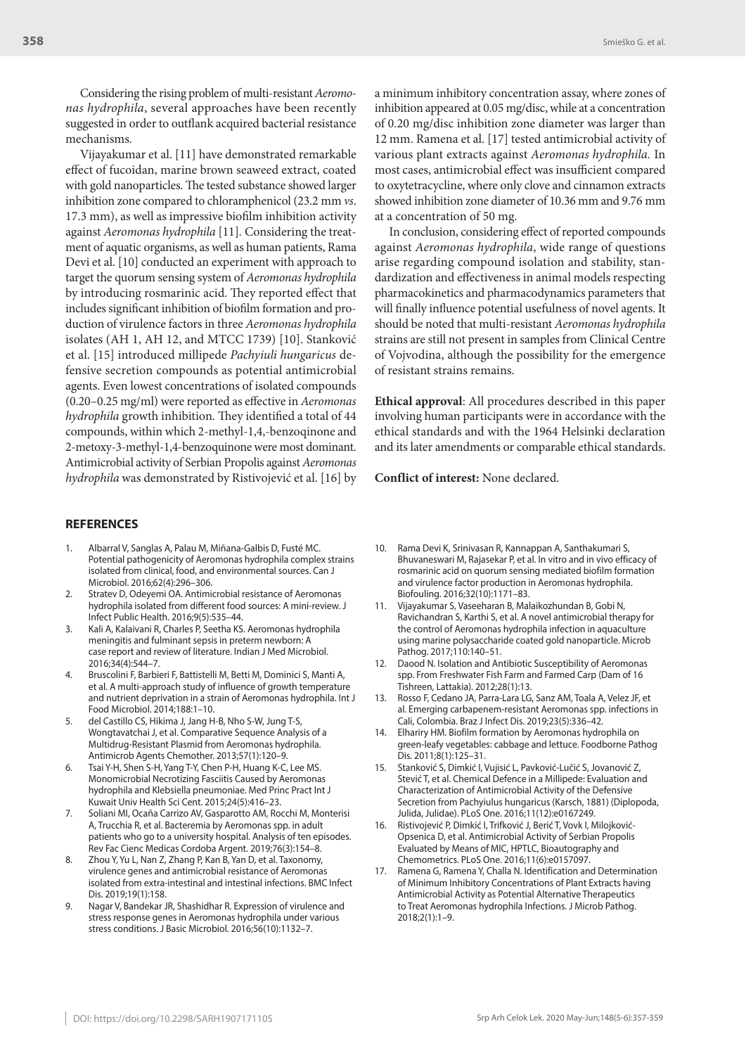Considering the rising problem of multi-resistant *Aeromonas hydrophila*, several approaches have been recently suggested in order to outflank acquired bacterial resistance mechanisms.

Vijayakumar et al. [11] have demonstrated remarkable effect of fucoidan, marine brown seaweed extract, coated with gold nanoparticles. The tested substance showed larger inhibition zone compared to chloramphenicol (23.2 mm *vs*. 17.3 mm), as well as impressive biofilm inhibition activity against *Aeromonas hydrophila* [11]. Considering the treatment of aquatic organisms, as well as human patients, Rama Devi et al. [10] conducted an experiment with approach to target the quorum sensing system of *Aeromonas hydrophila* by introducing rosmarinic acid. They reported effect that includes significant inhibition of biofilm formation and production of virulence factors in three *Aeromonas hydrophila* isolates (AH 1, AH 12, and MTCC 1739) [10]. Stanković et al. [15] introduced millipede *Pachyiuli hungaricus* defensive secretion compounds as potential antimicrobial agents. Even lowest concentrations of isolated compounds (0.20–0.25 mg/ml) were reported as effective in *Aeromonas hydrophila* growth inhibition. They identified a total of 44 compounds, within which 2-methyl-1,4,-benzoqinone and 2-metoxy-3-methyl-1,4-benzoquinone were most dominant. Antimicrobial activity of Serbian Propolis against *Aeromonas hydrophila* was demonstrated by Ristivojević et al. [16] by a minimum inhibitory concentration assay, where zones of inhibition appeared at 0.05 mg/disc, while at a concentration of 0.20 mg/disc inhibition zone diameter was larger than 12 mm. Ramena et al. [17] tested antimicrobial activity of various plant extracts against *Aeromonas hydrophila*. In most cases, antimicrobial effect was insufficient compared to oxytetracycline, where only clove and cinnamon extracts showed inhibition zone diameter of 10.36 mm and 9.76 mm at a concentration of 50 mg.

In conclusion, considering effect of reported compounds against *Aeromonas hydrophila*, wide range of questions arise regarding compound isolation and stability, standardization and effectiveness in animal models respecting pharmacokinetics and pharmacodynamics parameters that will finally influence potential usefulness of novel agents. It should be noted that multi-resistant *Aeromonas hydrophila* strains are still not present in samples from Clinical Centre of Vojvodina, although the possibility for the emergence of resistant strains remains.

**Ethical approval**: All procedures described in this paper involving human participants were in accordance with the ethical standards and with the 1964 Helsinki declaration and its later amendments or comparable ethical standards.

**Conflict of interest:** None declared.

## REFERENCES

1. Albarral V, Sanglas A, Palau M, Miñana-Galbis D, Fusté MC. Potential pathogenicity of Aeromonas hydrophila complex strains isolated from clinical, food, and environmental sources. Can J Microbiol. 2016;62(4):296–306.
2. Stratev D, Odeyemi OA. Antimicrobial resistance of Aeromonas hydrophila isolated from different food sources: A mini-review. J Infect Public Health. 2016;9(5):535–44.
3. Kali A, Kalaivani R, Charles P, Seetha KS. Aeromonas hydrophila meningitis and fulminant sepsis in preterm newborn: A case report and review of literature. Indian J Med Microbiol. 2016;34(4):544–7.
4. Bruscolini F, Barbieri F, Battistelli M, Betti M, Dominici S, Manti A, et al. A multi-approach study of influence of growth temperature and nutrient deprivation in a strain of Aeromonas hydrophila. Int J Food Microbiol. 2014;188:1–10.
5. del Castillo CS, Hikima J, Jang H-B, Nho S-W, Jung T-S, Wongtavatchai J, et al. Comparative Sequence Analysis of a Multidrug-Resistant Plasmid from Aeromonas hydrophila. Antimicrob Agents Chemother. 2013;57(1):120–9.
6. Tsai Y-H, Shen S-H, Yang T-Y, Chen P-H, Huang K-C, Lee MS. Monomicrobial Necrotizing Fasciitis Caused by Aeromonas hydrophila and Klebsiella pneumoniae. Med Princ Pract Int J Kuwait Univ Health Sci Cent. 2015;24(5):416–23.
7. Soliani MI, Ocaña Carrizo AV, Gasparotto AM, Rocchi M, Monterisi A, Trucchia R, et al. Bacteremia by Aeromonas spp. in adult patients who go to a university hospital. Analysis of ten episodes. Rev Fac Cienc Medicas Cordoba Argent. 2019;76(3):154–8.
8. Zhou Y, Yu L, Nan Z, Zhang P, Kan B, Yan D, et al. Taxonomy, virulence genes and antimicrobial resistance of Aeromonas isolated from extra-intestinal and intestinal infections. BMC Infect Dis. 2019;19(1):158.
9. Nagar V, Bandekar JR, Shashidhar R. Expression of virulence and stress response genes in Aeromonas hydrophila under various stress conditions. J Basic Microbiol. 2016;56(10):1132–7.
10. Rama Devi K, Srinivasan R, Kannappan A, Santhakumari S, Bhuvaneswari M, Rajasekar P, et al. In vitro and in vivo efficacy of rosmarinic acid on quorum sensing mediated biofilm formation and virulence factor production in Aeromonas hydrophila. Biofouling. 2016;32(10):1171–83.
11. Vijayakumar S, Vaseeharan B, Malaikozhundan B, Gobi N, Ravichandran S, Karthi S, et al. A novel antimicrobial therapy for the control of Aeromonas hydrophila infection in aquaculture using marine polysaccharide coated gold nanoparticle. Microb Pathog. 2017;110:140–51.
12. Daood N. Isolation and Antibiotic Susceptibility of Aeromonas spp. From Freshwater Fish Farm and Farmed Carp (Dam of 16 Tishreen, Lattakia). 2012;28(1):13.
13. Rosso F, Cedano JA, Parra-Lara LG, Sanz AM, Toala A, Velez JF, et al. Emerging carbapenem-resistant Aeromonas spp. infections in Cali, Colombia. Braz J Infect Dis. 2019;23(5):336–42.
14. Elhariry HM. Biofilm formation by Aeromonas hydrophila on green-leafy vegetables: cabbage and lettuce. Foodborne Pathog Dis. 2011;8(1):125–31.
15. Stanković S, Dimkić I, Vujisić L, Pavković-Lučić S, Jovanović Z, Stević T, et al. Chemical Defence in a Millipede: Evaluation and Characterization of Antimicrobial Activity of the Defensive Secretion from Pachyiulus hungaricus (Karsch, 1881) (Diplopoda, Julida, Julidae). PLoS One. 2016;11(12):e0167249.
16. Ristivojević P, Dimkić I, Trifković J, Berić T, Vovk I, Milojković-Opsenica D, et al. Antimicrobial Activity of Serbian Propolis Evaluated by Means of MIC, HPTLC, Bioautography and Chemometrics. PLoS One. 2016;11(6):e0157097.
17. Ramena G, Ramena Y, Challa N. Identification and Determination of Minimum Inhibitory Concentrations of Plant Extracts having Antimicrobial Activity as Potential Alternative Therapeutics to Treat Aeromonas hydrophila Infections. J Microb Pathog. 2018;2(1):1–9.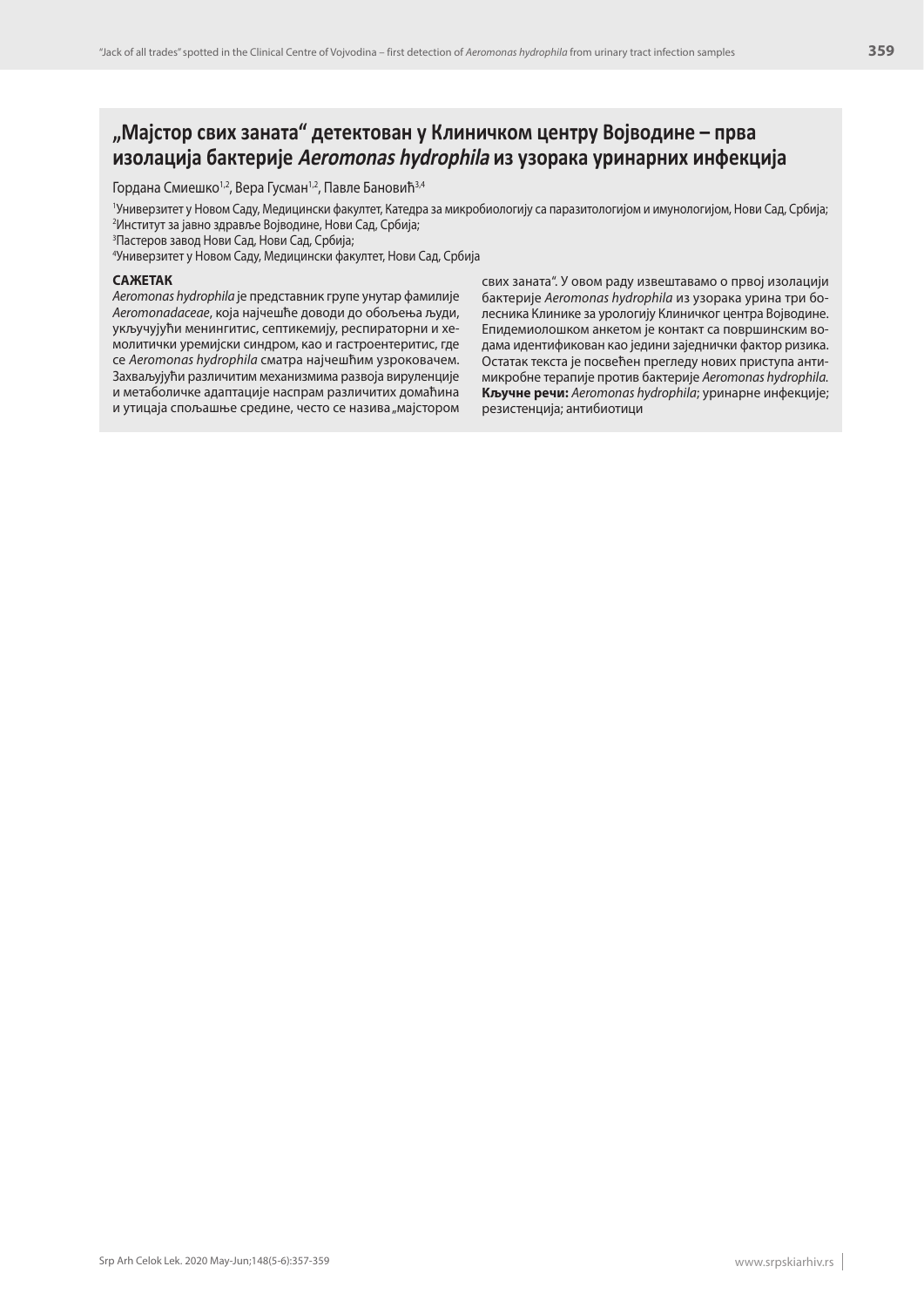# „Мајстор свих заната“ детектован у Клиничком центру Војводине – прва изолација бактерије *Aeromonas hydrophila* из узорака уринарних инфекција

Гордана Смиешко[1,2], Вера Гусман[1,2], Павле Бановић[3,4]

[1]Универзитет у Новом Саду, Медицински факултет, Катедра за микробиологију са паразитологијом и имунологијом, Нови Сад, Србија;
[2]Институт за јавно здравље Војводине, Нови Сад, Србија;
[3]Пастеров завод Нови Сад, Нови Сад, Србија;
[4]Универзитет у Новом Саду, Медицински факултет, Нови Сад, Србија

**САЖЕТАК**

*Aeromonas hydrophila* је представник групе унутар фамилије *Aeromonadaceae*, која најчешће доводи до обољења људи, укључујући менингитис, септикемију, респираторни и хемолитички уремијски синдром, као и гастроентеритис, где се *Aeromonas hydrophila* сматра најчешћим узроковачем. Захваљујући различитим механизмима развоја вируленције и метаболичке адаптације наспрам различитих домаћина и утицаја спољашње средине, често се назива „мајстором свих заната“. У овом раду извештавамо о првој изолацији бактерије *Aeromonas hydrophila* из узорака урина три болесника Клинике за урологију Клиничког центра Војводине. Епидемиолошком анкетом је контакт са површинским водама идентификован као једини заједнички фактор ризика. Остатак текста је посвећен прегледу нових приступа антимикробне терапије против бактерије *Aeromonas hydrophila.*

**Кључне речи:** *Aeromonas hydrophila*; уринарне инфекције; резистенција; антибиотици